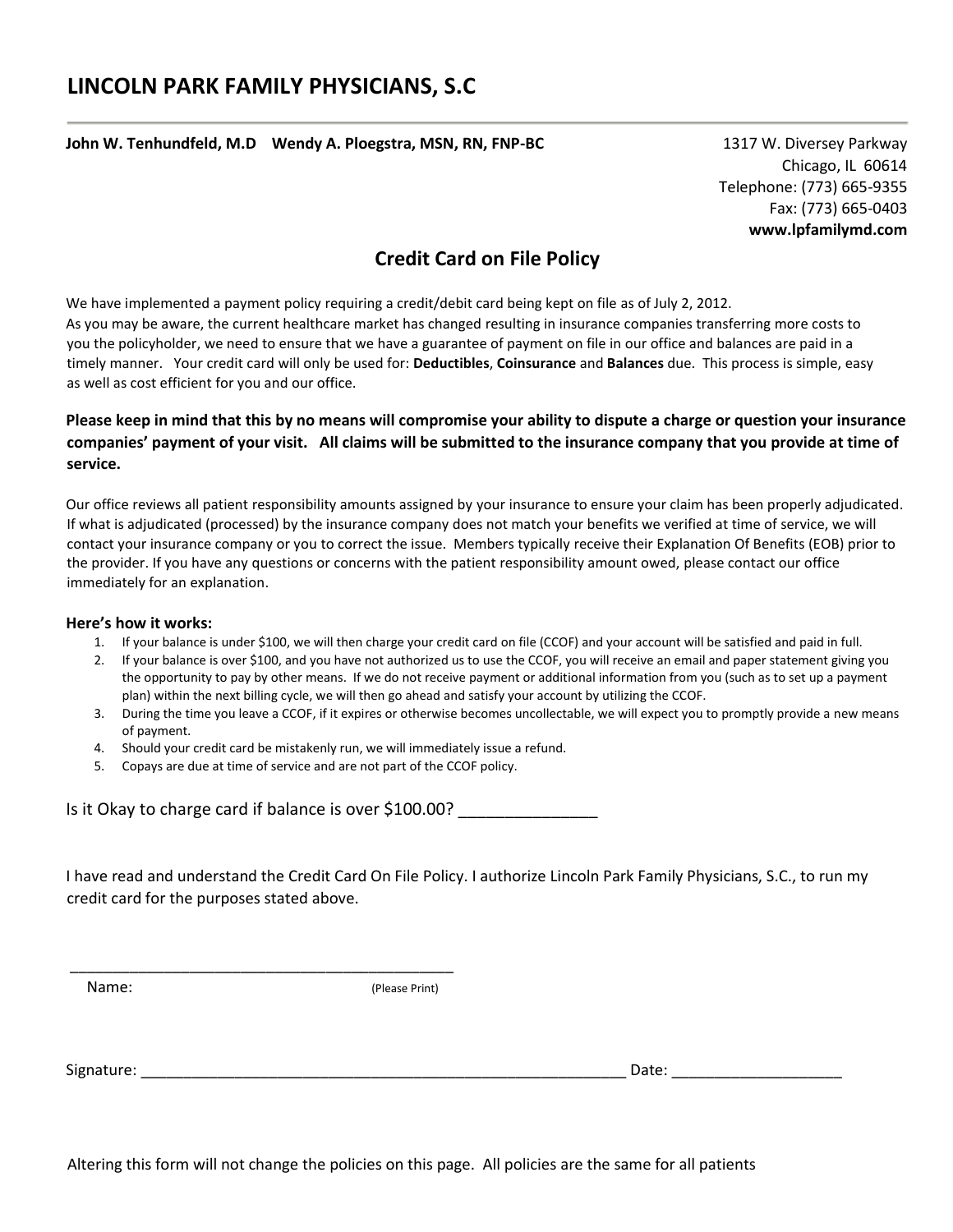# LINCOLN PARK FAMILY PHYSICIANS, S.C

**John W. Tenhundfeld, M.D Wendy A. Ploegstra, MSN, RN, FNP-BC**

1317 W. Diversey Parkway
Chicago, IL 60614
Telephone: (773) 665-9355
Fax: (773) 665-0403
**www.lpfamilymd.com**

## Credit Card on File Policy

We have implemented a payment policy requiring a credit/debit card being kept on file as of July 2, 2012.
As you may be aware, the current healthcare market has changed resulting in insurance companies transferring more costs to you the policyholder, we need to ensure that we have a guarantee of payment on file in our office and balances are paid in a timely manner. Your credit card will only be used for: **Deductibles**, **Coinsurance** and **Balances** due. This process is simple, easy as well as cost efficient for you and our office.

**Please keep in mind that this by no means will compromise your ability to dispute a charge or question your insurance companies' payment of your visit. All claims will be submitted to the insurance company that you provide at time of service.**

Our office reviews all patient responsibility amounts assigned by your insurance to ensure your claim has been properly adjudicated. If what is adjudicated (processed) by the insurance company does not match your benefits we verified at time of service, we will contact your insurance company or you to correct the issue. Members typically receive their Explanation Of Benefits (EOB) prior to the provider. If you have any questions or concerns with the patient responsibility amount owed, please contact our office immediately for an explanation.

**Here's how it works:**

1. If your balance is under $100, we will then charge your credit card on file (CCOF) and your account will be satisfied and paid in full.
2. If your balance is over $100, and you have not authorized us to use the CCOF, you will receive an email and paper statement giving you the opportunity to pay by other means. If we do not receive payment or additional information from you (such as to set up a payment plan) within the next billing cycle, we will then go ahead and satisfy your account by utilizing the CCOF.
3. During the time you leave a CCOF, if it expires or otherwise becomes uncollectable, we will expect you to promptly provide a new means of payment.
4. Should your credit card be mistakenly run, we will immediately issue a refund.
5. Copays are due at time of service and are not part of the CCOF policy.

Is it Okay to charge card if balance is over $100.00? _______________

I have read and understand the Credit Card On File Policy. I authorize Lincoln Park Family Physicians, S.C., to run my credit card for the purposes stated above.

_______________________________________________
Name: (Please Print)

Signature: ___________________________________________________________ Date: ____________________

Altering this form will not change the policies on this page. All policies are the same for all patients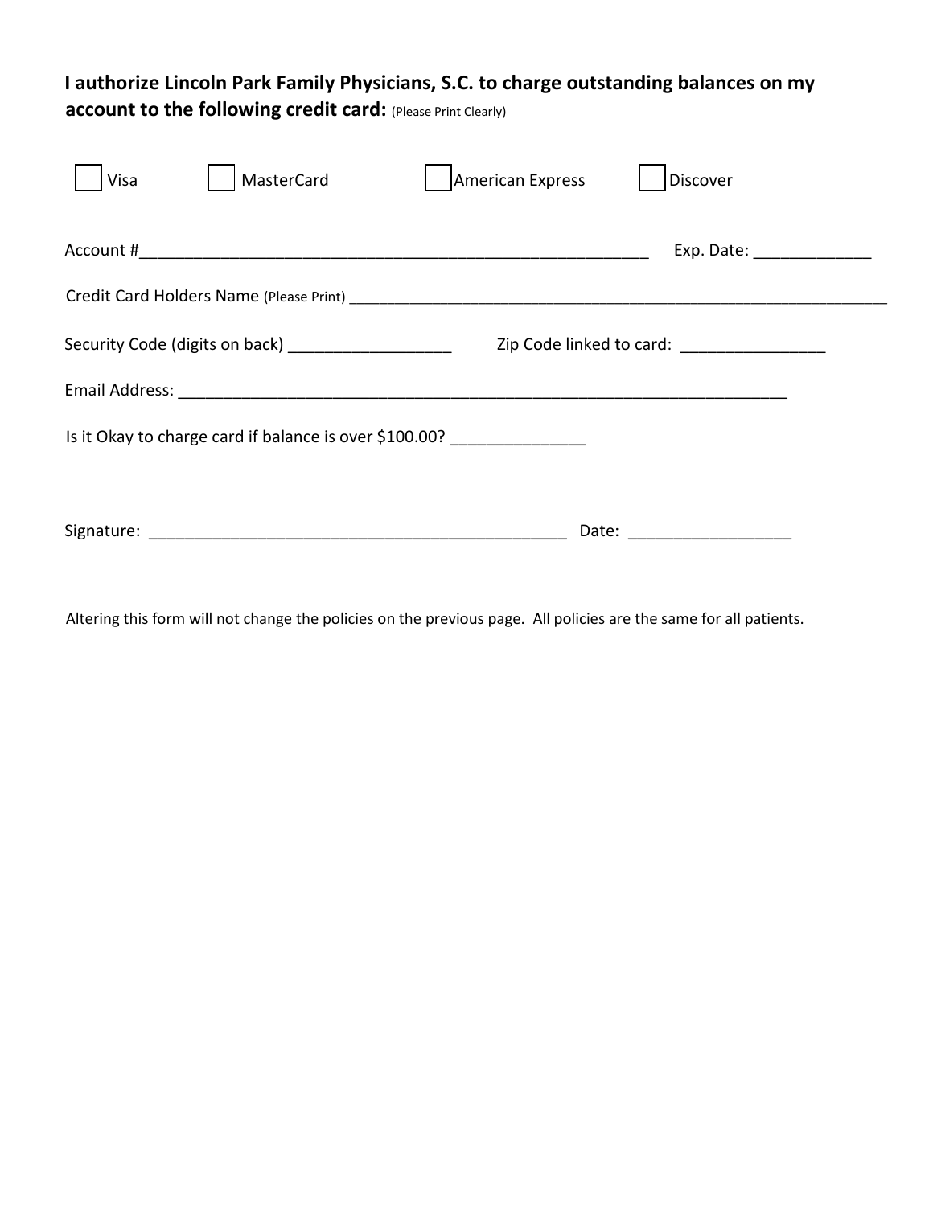**I authorize Lincoln Park Family Physicians, S.C. to charge outstanding balances on my account to the following credit card:** (Please Print Clearly)

☐ Visa ☐ MasterCard ☐ American Express ☐ Discover

Account #_________________________________________________________ Exp. Date: _____________

Credit Card Holders Name (Please Print) _________________________________________________________________

Security Code (digits on back) __________________ Zip Code linked to card: ________________

Email Address: ______________________________________________________________________

Is it Okay to charge card if balance is over $100.00? _______________

Signature: _______________________________________________ Date: __________________

Altering this form will not change the policies on the previous page. All policies are the same for all patients.